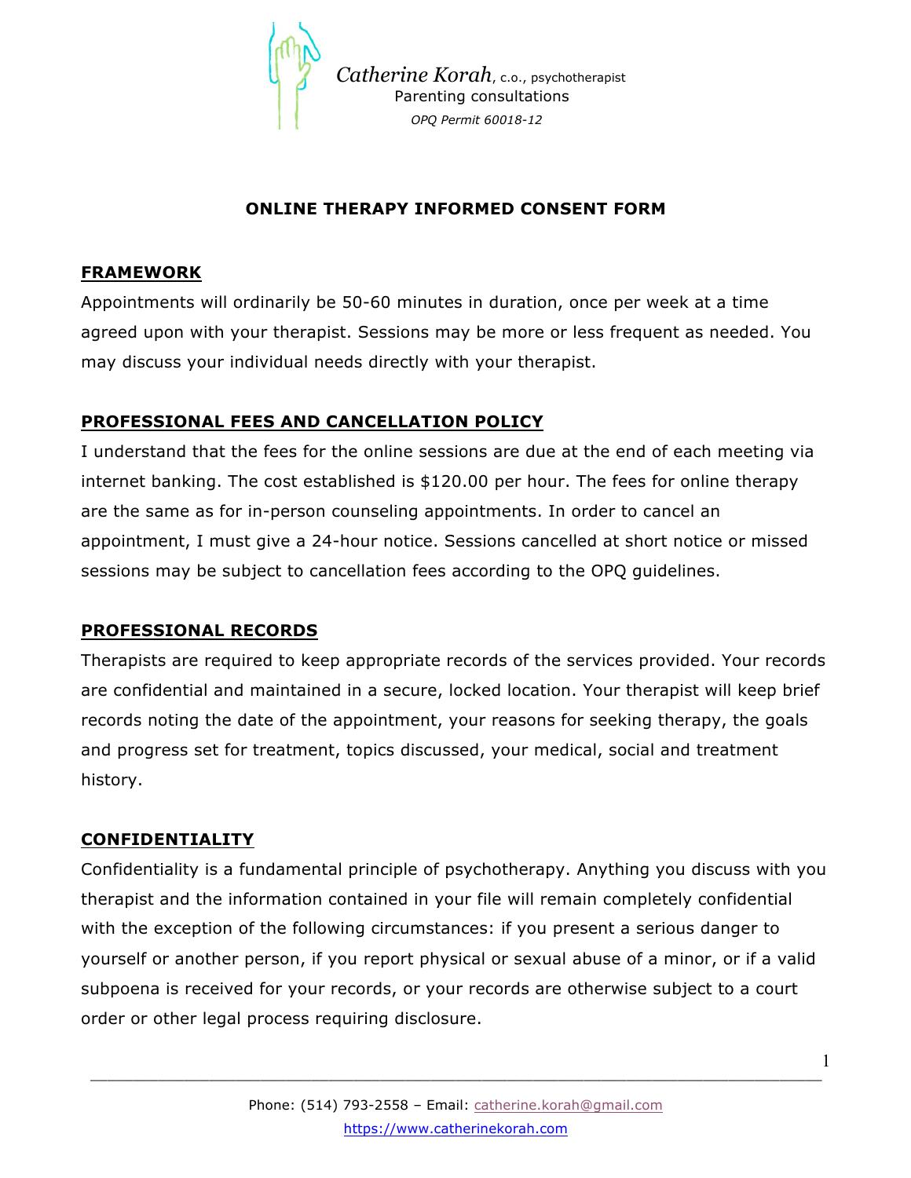*Catherine Korah*, c.o., psychotherapist
Parenting consultations
*OPQ Permit 60018-12*

# ONLINE THERAPY INFORMED CONSENT FORM

## FRAMEWORK

Appointments will ordinarily be 50-60 minutes in duration, once per week at a time agreed upon with your therapist. Sessions may be more or less frequent as needed. You may discuss your individual needs directly with your therapist.

## PROFESSIONAL FEES AND CANCELLATION POLICY

I understand that the fees for the online sessions are due at the end of each meeting via internet banking. The cost established is $120.00 per hour. The fees for online therapy are the same as for in-person counseling appointments. In order to cancel an appointment, I must give a 24-hour notice. Sessions cancelled at short notice or missed sessions may be subject to cancellation fees according to the OPQ guidelines.

## PROFESSIONAL RECORDS

Therapists are required to keep appropriate records of the services provided. Your records are confidential and maintained in a secure, locked location. Your therapist will keep brief records noting the date of the appointment, your reasons for seeking therapy, the goals and progress set for treatment, topics discussed, your medical, social and treatment history.

## CONFIDENTIALITY

Confidentiality is a fundamental principle of psychotherapy. Anything you discuss with you therapist and the information contained in your file will remain completely confidential with the exception of the following circumstances: if you present a serious danger to yourself or another person, if you report physical or sexual abuse of a minor, or if a valid subpoena is received for your records, or your records are otherwise subject to a court order or other legal process requiring disclosure.

Phone: (514) 793-2558 – Email: catherine.korah@gmail.com
https://www.catherinekorah.com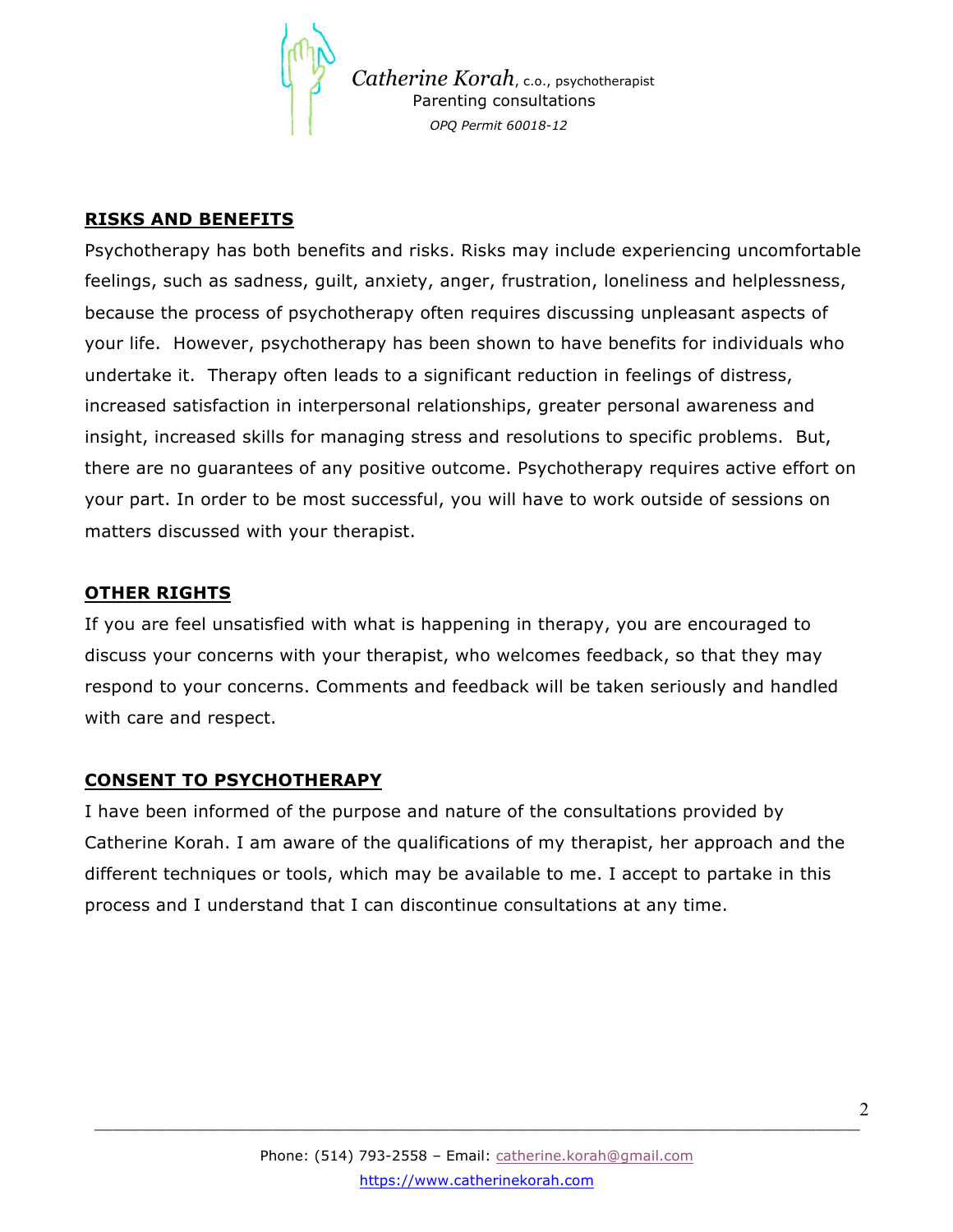## RISKS AND BENEFITS

Psychotherapy has both benefits and risks. Risks may include experiencing uncomfortable feelings, such as sadness, guilt, anxiety, anger, frustration, loneliness and helplessness, because the process of psychotherapy often requires discussing unpleasant aspects of your life. However, psychotherapy has been shown to have benefits for individuals who undertake it. Therapy often leads to a significant reduction in feelings of distress, increased satisfaction in interpersonal relationships, greater personal awareness and insight, increased skills for managing stress and resolutions to specific problems. But, there are no guarantees of any positive outcome. Psychotherapy requires active effort on your part. In order to be most successful, you will have to work outside of sessions on matters discussed with your therapist.

## OTHER RIGHTS

If you are feel unsatisfied with what is happening in therapy, you are encouraged to discuss your concerns with your therapist, who welcomes feedback, so that they may respond to your concerns. Comments and feedback will be taken seriously and handled with care and respect.

## CONSENT TO PSYCHOTHERAPY

I have been informed of the purpose and nature of the consultations provided by Catherine Korah. I am aware of the qualifications of my therapist, her approach and the different techniques or tools, which may be available to me. I accept to partake in this process and I understand that I can discontinue consultations at any time.